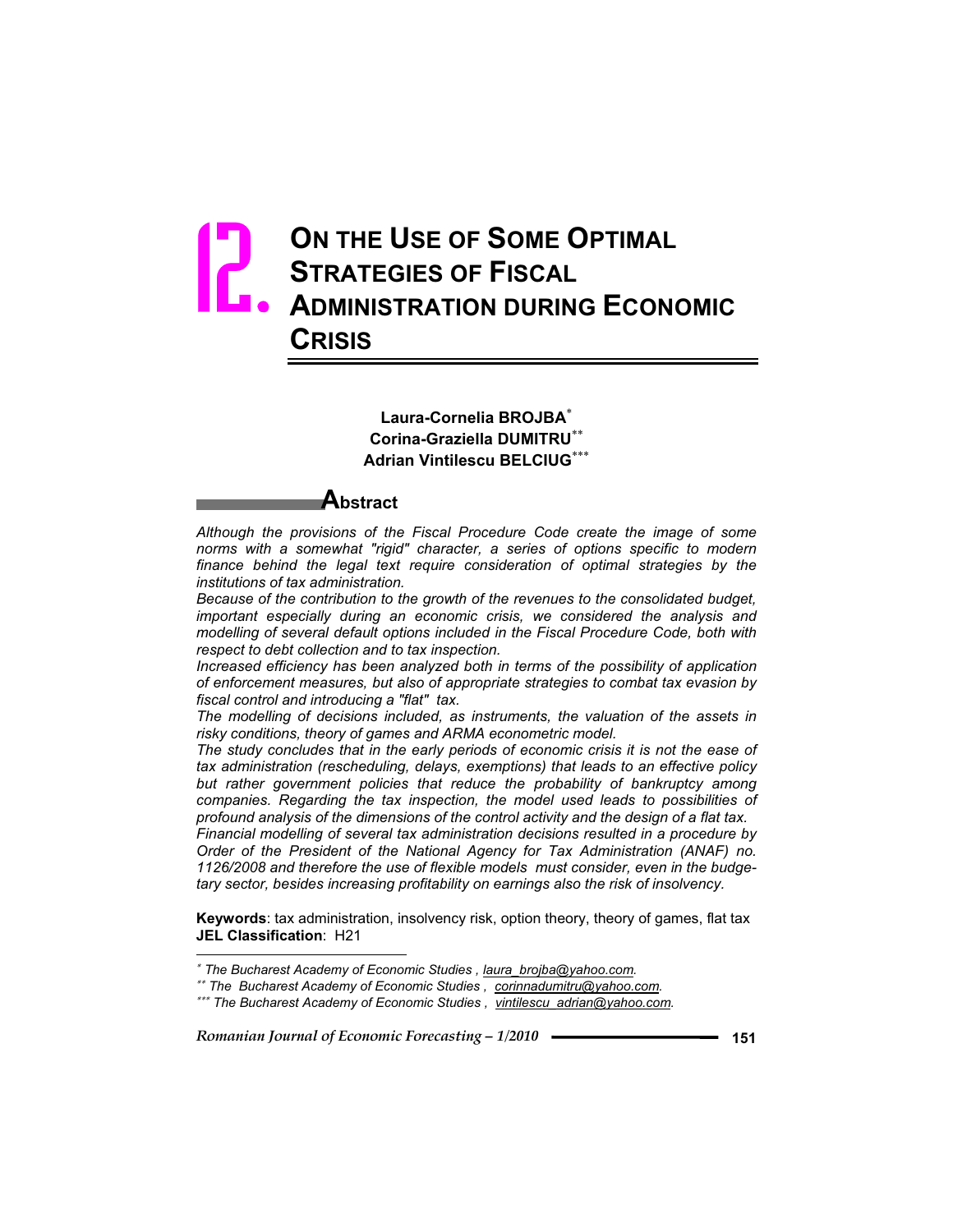# 12. On the Use of Some Optimal Strategies of Fiscal Administration during Economic Crisis

**Laura-Cornelia BROJBA**[*]
**Corina-Graziella DUMITRU**[**]
**Adrian Vintilescu BELCIUG**[***]

## Abstract

*Although the provisions of the Fiscal Procedure Code create the image of some norms with a somewhat "rigid" character, a series of options specific to modern finance behind the legal text require consideration of optimal strategies by the institutions of tax administration.*

*Because of the contribution to the growth of the revenues to the consolidated budget, important especially during an economic crisis, we considered the analysis and modelling of several default options included in the Fiscal Procedure Code, both with respect to debt collection and to tax inspection.*

*Increased efficiency has been analyzed both in terms of the possibility of application of enforcement measures, but also of appropriate strategies to combat tax evasion by fiscal control and introducing a "flat" tax.*

*The modelling of decisions included, as instruments, the valuation of the assets in risky conditions, theory of games and ARMA econometric model.*

*The study concludes that in the early periods of economic crisis it is not the ease of tax administration (rescheduling, delays, exemptions) that leads to an effective policy but rather government policies that reduce the probability of bankruptcy among companies. Regarding the tax inspection, the model used leads to possibilities of profound analysis of the dimensions of the control activity and the design of a flat tax.*

*Financial modelling of several tax administration decisions resulted in a procedure by Order of the President of the National Agency for Tax Administration (ANAF) no. 1126/2008 and therefore the use of flexible models must consider, even in the budgetary sector, besides increasing profitability on earnings also the risk of insolvency.*

**Keywords**: tax administration, insolvency risk, option theory, theory of games, flat tax
**JEL Classification**: H21

---

[*] *The Bucharest Academy of Economic Studies , laura_brojba@yahoo.com.*
[**] *The Bucharest Academy of Economic Studies , corinnadumitru@yahoo.com.*
[***] *The Bucharest Academy of Economic Studies , vintilescu_adrian@yahoo.com.*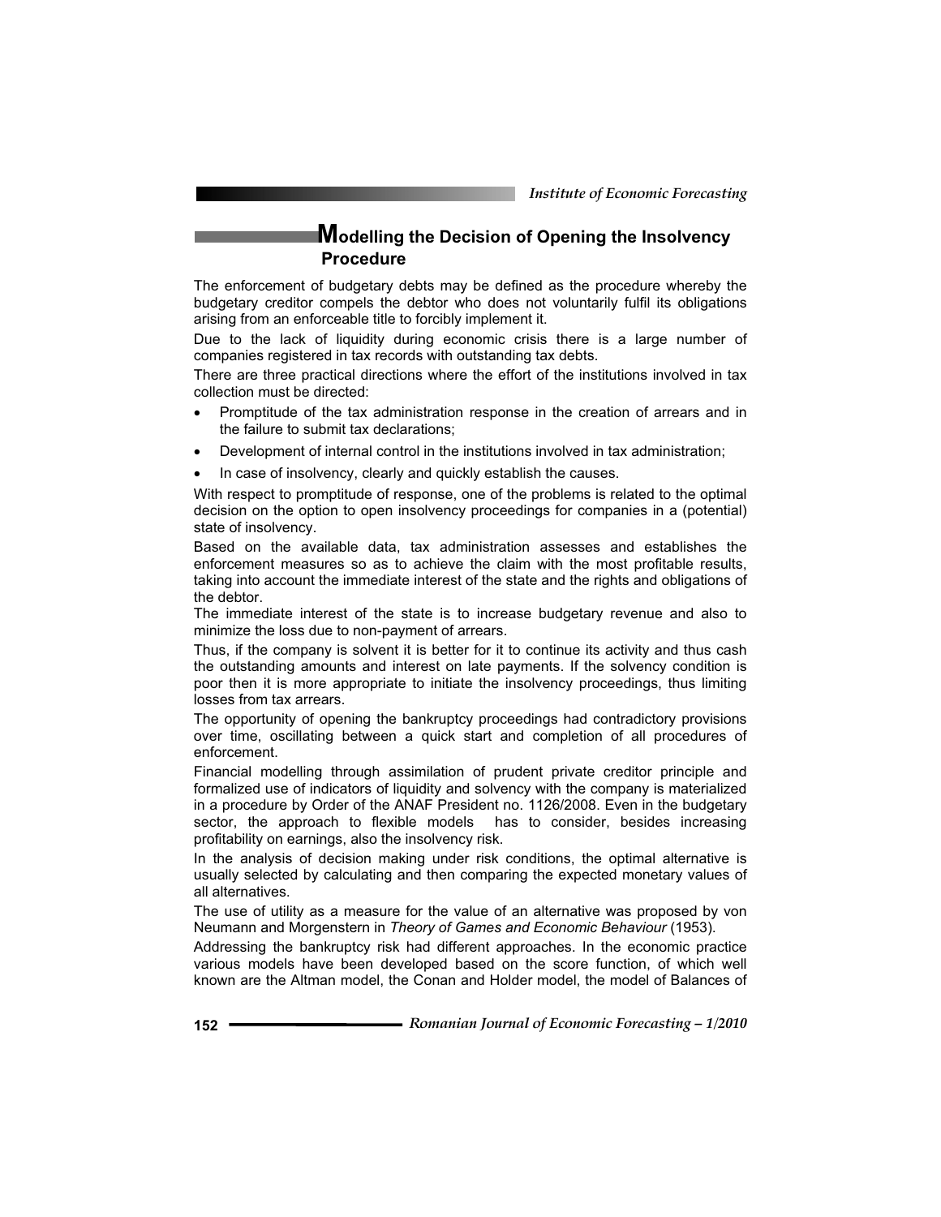## Modelling the Decision of Opening the Insolvency Procedure

The enforcement of budgetary debts may be defined as the procedure whereby the budgetary creditor compels the debtor who does not voluntarily fulfil its obligations arising from an enforceable title to forcibly implement it.

Due to the lack of liquidity during economic crisis there is a large number of companies registered in tax records with outstanding tax debts.

There are three practical directions where the effort of the institutions involved in tax collection must be directed:

- Promptitude of the tax administration response in the creation of arrears and in the failure to submit tax declarations;
- Development of internal control in the institutions involved in tax administration;
- In case of insolvency, clearly and quickly establish the causes.

With respect to promptitude of response, one of the problems is related to the optimal decision on the option to open insolvency proceedings for companies in a (potential) state of insolvency.

Based on the available data, tax administration assesses and establishes the enforcement measures so as to achieve the claim with the most profitable results, taking into account the immediate interest of the state and the rights and obligations of the debtor.

The immediate interest of the state is to increase budgetary revenue and also to minimize the loss due to non-payment of arrears.

Thus, if the company is solvent it is better for it to continue its activity and thus cash the outstanding amounts and interest on late payments. If the solvency condition is poor then it is more appropriate to initiate the insolvency proceedings, thus limiting losses from tax arrears.

The opportunity of opening the bankruptcy proceedings had contradictory provisions over time, oscillating between a quick start and completion of all procedures of enforcement.

Financial modelling through assimilation of prudent private creditor principle and formalized use of indicators of liquidity and solvency with the company is materialized in a procedure by Order of the ANAF President no. 1126/2008. Even in the budgetary sector, the approach to flexible models has to consider, besides increasing profitability on earnings, also the insolvency risk.

In the analysis of decision making under risk conditions, the optimal alternative is usually selected by calculating and then comparing the expected monetary values of all alternatives.

The use of utility as a measure for the value of an alternative was proposed by von Neumann and Morgenstern in *Theory of Games and Economic Behaviour* (1953).

Addressing the bankruptcy risk had different approaches. In the economic practice various models have been developed based on the score function, of which well known are the Altman model, the Conan and Holder model, the model of Balances of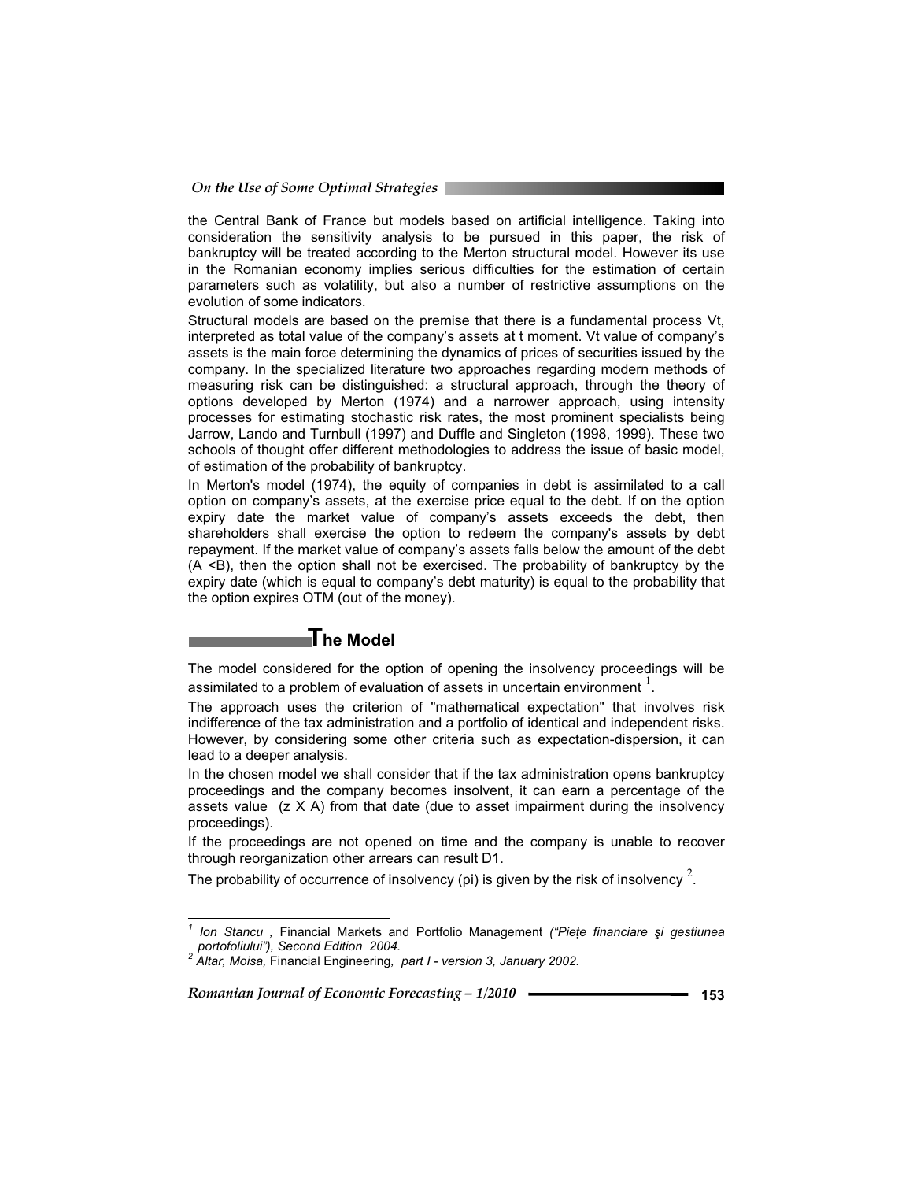the Central Bank of France but models based on artificial intelligence. Taking into consideration the sensitivity analysis to be pursued in this paper, the risk of bankruptcy will be treated according to the Merton structural model. However its use in the Romanian economy implies serious difficulties for the estimation of certain parameters such as volatility, but also a number of restrictive assumptions on the evolution of some indicators.

Structural models are based on the premise that there is a fundamental process Vt, interpreted as total value of the company's assets at t moment. Vt value of company's assets is the main force determining the dynamics of prices of securities issued by the company. In the specialized literature two approaches regarding modern methods of measuring risk can be distinguished: a structural approach, through the theory of options developed by Merton (1974) and a narrower approach, using intensity processes for estimating stochastic risk rates, the most prominent specialists being Jarrow, Lando and Turnbull (1997) and Duffle and Singleton (1998, 1999). These two schools of thought offer different methodologies to address the issue of basic model, of estimation of the probability of bankruptcy.

In Merton's model (1974), the equity of companies in debt is assimilated to a call option on company's assets, at the exercise price equal to the debt. If on the option expiry date the market value of company's assets exceeds the debt, then shareholders shall exercise the option to redeem the company's assets by debt repayment. If the market value of company's assets falls below the amount of the debt ($A < B$), then the option shall not be exercised. The probability of bankruptcy by the expiry date (which is equal to company's debt maturity) is equal to the probability that the option expires OTM (out of the money).

## The Model

The model considered for the option of opening the insolvency proceedings will be assimilated to a problem of evaluation of assets in uncertain environment [1].

The approach uses the criterion of "mathematical expectation" that involves risk indifference of the tax administration and a portfolio of identical and independent risks. However, by considering some other criteria such as expectation-dispersion, it can lead to a deeper analysis.

In the chosen model we shall consider that if the tax administration opens bankruptcy proceedings and the company becomes insolvent, it can earn a percentage of the assets value ($z \times A$) from that date (due to asset impairment during the insolvency proceedings).

If the proceedings are not opened on time and the company is unable to recover through reorganization other arrears can result D1.

The probability of occurrence of insolvency (pi) is given by the risk of insolvency [2].

---

[1] *Ion Stancu* , Financial Markets and Portfolio Management *("Piețe financiare şi gestiunea portofoliului"), Second Edition 2004.*

[2] *Altar, Moisa,* Financial Engineering*, part I - version 3, January 2002.*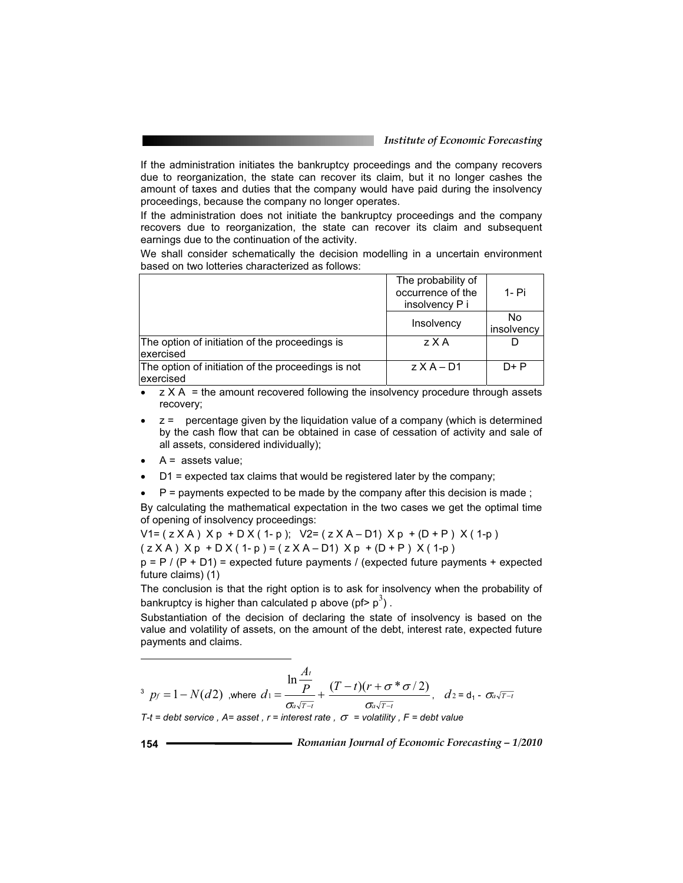If the administration initiates the bankruptcy proceedings and the company recovers due to reorganization, the state can recover its claim, but it no longer cashes the amount of taxes and duties that the company would have paid during the insolvency proceedings, because the company no longer operates.

If the administration does not initiate the bankruptcy proceedings and the company recovers due to reorganization, the state can recover its claim and subsequent earnings due to the continuation of the activity.

We shall consider schematically the decision modelling in a uncertain environment based on two lotteries characterized as follows:

| | The probability of occurrence of the insolvency P i | 1- Pi |
|---|---|---|
| | Insolvency | No insolvency |
| The option of initiation of the proceedings is exercised | z X A | D |
| The option of initiation of the proceedings is not exercised | z X A – D1 | D+ P |

- z X A = the amount recovered following the insolvency procedure through assets recovery;
- z = percentage given by the liquidation value of a company (which is determined by the cash flow that can be obtained in case of cessation of activity and sale of all assets, considered individually);
- A = assets value;
- D1 = expected tax claims that would be registered later by the company;
- P = payments expected to be made by the company after this decision is made ;

By calculating the mathematical expectation in the two cases we get the optimal time of opening of insolvency proceedings:

V1= ( z X A ) X p + D X ( 1- p ); V2= ( z X A – D1) X p + (D + P ) X ( 1-p )

( z X A ) X p + D X ( 1- p ) = ( z X A – D1) X p + (D + P ) X ( 1-p )

p = P / (P + D1) = expected future payments / (expected future payments + expected future claims) (1)

The conclusion is that the right option is to ask for insolvency when the probability of bankruptcy is higher than calculated p above (pf> p[3]) .

Substantiation of the decision of declaring the state of insolvency is based on the value and volatility of assets, on the amount of the debt, interest rate, expected future payments and claims.

---

[3] $p_f = 1 - N(d2)$ ,where $d_1 = \dfrac{\ln \dfrac{A_t}{P}}{\sigma_a\sqrt{T-t}} + \dfrac{(T-t)(r+\sigma * \sigma/2)}{\sigma_a\sqrt{T-t}}$, $d_2 = d_1 - \sigma_a\sqrt{T-t}$

*T-t = debt service , A= asset , r = interest rate , $\sigma$ = volatility , F = debt value*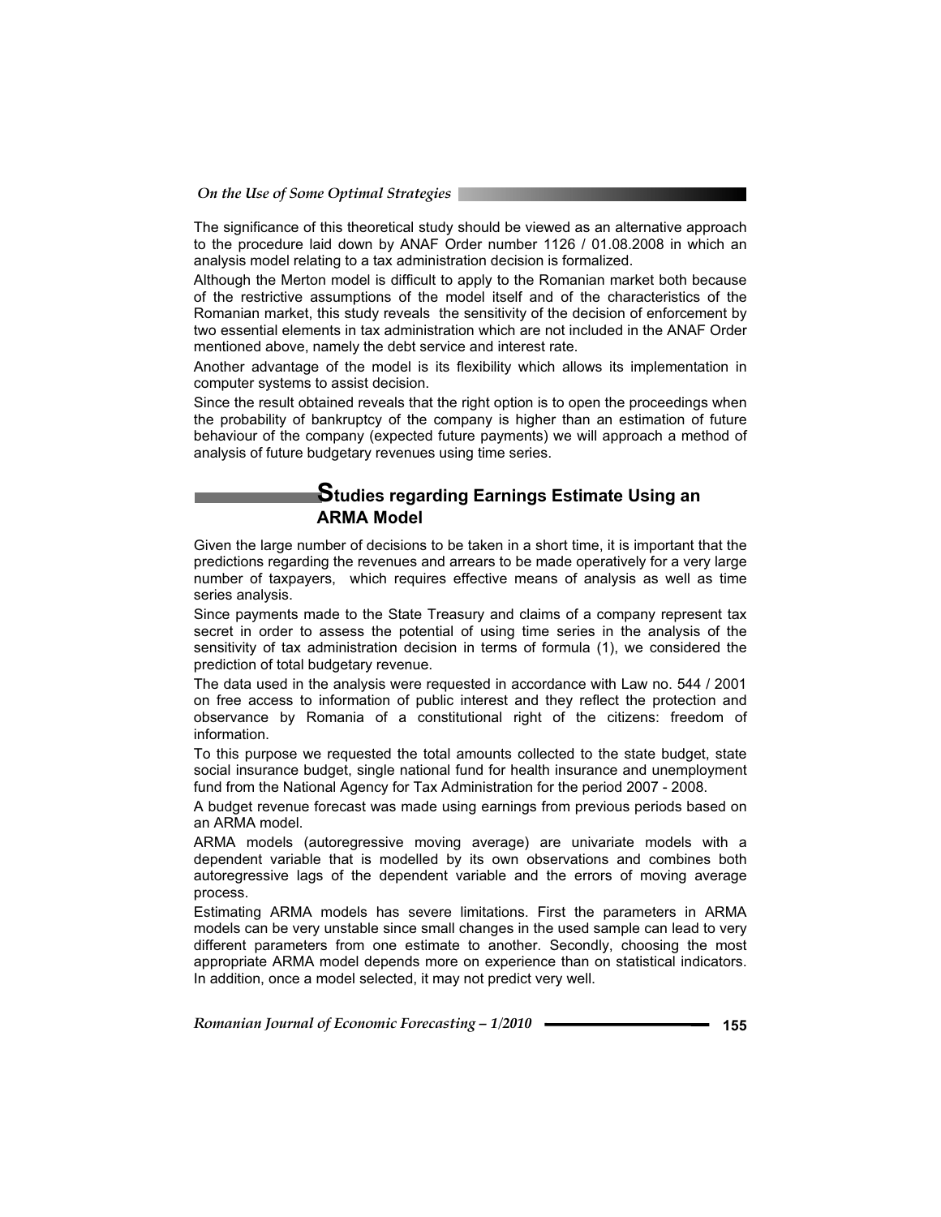The significance of this theoretical study should be viewed as an alternative approach to the procedure laid down by ANAF Order number 1126 / 01.08.2008 in which an analysis model relating to a tax administration decision is formalized.

Although the Merton model is difficult to apply to the Romanian market both because of the restrictive assumptions of the model itself and of the characteristics of the Romanian market, this study reveals the sensitivity of the decision of enforcement by two essential elements in tax administration which are not included in the ANAF Order mentioned above, namely the debt service and interest rate.

Another advantage of the model is its flexibility which allows its implementation in computer systems to assist decision.

Since the result obtained reveals that the right option is to open the proceedings when the probability of bankruptcy of the company is higher than an estimation of future behaviour of the company (expected future payments) we will approach a method of analysis of future budgetary revenues using time series.

## Studies regarding Earnings Estimate Using an ARMA Model

Given the large number of decisions to be taken in a short time, it is important that the predictions regarding the revenues and arrears to be made operatively for a very large number of taxpayers, which requires effective means of analysis as well as time series analysis.

Since payments made to the State Treasury and claims of a company represent tax secret in order to assess the potential of using time series in the analysis of the sensitivity of tax administration decision in terms of formula (1), we considered the prediction of total budgetary revenue.

The data used in the analysis were requested in accordance with Law no. 544 / 2001 on free access to information of public interest and they reflect the protection and observance by Romania of a constitutional right of the citizens: freedom of information.

To this purpose we requested the total amounts collected to the state budget, state social insurance budget, single national fund for health insurance and unemployment fund from the National Agency for Tax Administration for the period 2007 - 2008.

A budget revenue forecast was made using earnings from previous periods based on an ARMA model.

ARMA models (autoregressive moving average) are univariate models with a dependent variable that is modelled by its own observations and combines both autoregressive lags of the dependent variable and the errors of moving average process.

Estimating ARMA models has severe limitations. First the parameters in ARMA models can be very unstable since small changes in the used sample can lead to very different parameters from one estimate to another. Secondly, choosing the most appropriate ARMA model depends more on experience than on statistical indicators. In addition, once a model selected, it may not predict very well.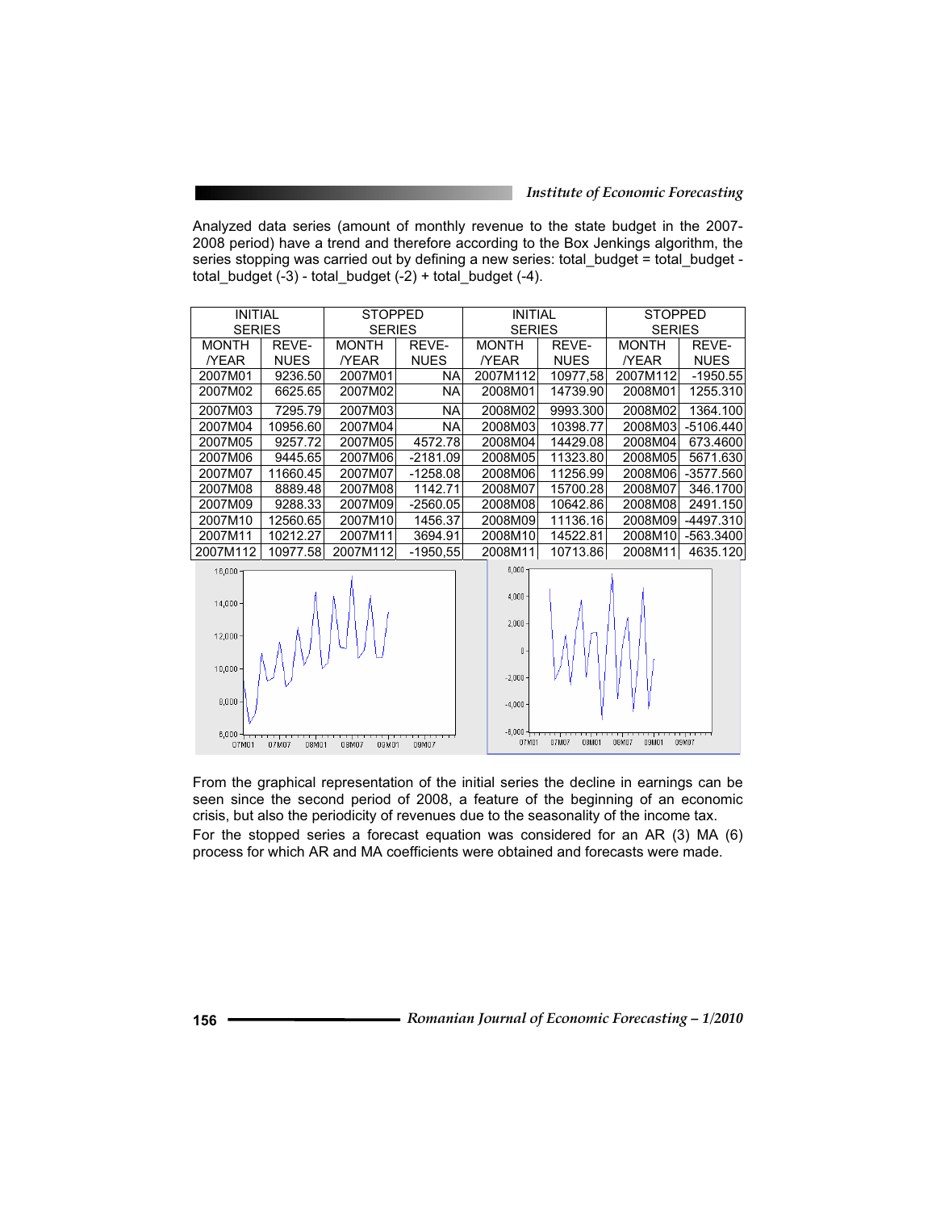Analyzed data series (amount of monthly revenue to the state budget in the 2007-2008 period) have a trend and therefore according to the Box Jenkings algorithm, the series stopping was carried out by defining a new series: total_budget = total_budget - total_budget (-3) - total_budget (-2) + total_budget (-4).

| INITIAL SERIES | | STOPPED SERIES | | INITIAL SERIES | | STOPPED SERIES | |
|---|---|---|---|---|---|---|---|
| MONTH /YEAR | REVE-NUES | MONTH /YEAR | REVE-NUES | MONTH /YEAR | REVE-NUES | MONTH /YEAR | REVE-NUES |
| 2007M01 | 9236.50 | 2007M01 | NA | 2007M112 | 10977,58 | 2007M112 | -1950.55 |
| 2007M02 | 6625.65 | 2007M02 | NA | 2008M01 | 14739.90 | 2008M01 | 1255.310 |
| 2007M03 | 7295.79 | 2007M03 | NA | 2008M02 | 9993.300 | 2008M02 | 1364.100 |
| 2007M04 | 10956.60 | 2007M04 | NA | 2008M03 | 10398.77 | 2008M03 | -5106.440 |
| 2007M05 | 9257.72 | 2007M05 | 4572.78 | 2008M04 | 14429.08 | 2008M04 | 673.4600 |
| 2007M06 | 9445.65 | 2007M06 | -2181.09 | 2008M05 | 11323.80 | 2008M05 | 5671.630 |
| 2007M07 | 11660.45 | 2007M07 | -1258.08 | 2008M06 | 11256.99 | 2008M06 | -3577.560 |
| 2007M08 | 8889.48 | 2007M08 | 1142.71 | 2008M07 | 15700.28 | 2008M07 | 346.1700 |
| 2007M09 | 9288.33 | 2007M09 | -2560.05 | 2008M08 | 10642.86 | 2008M08 | 2491.150 |
| 2007M10 | 12560.65 | 2007M10 | 1456.37 | 2008M09 | 11136.16 | 2008M09 | -4497.310 |
| 2007M11 | 10212.27 | 2007M11 | 3694.91 | 2008M10 | 14522.81 | 2008M10 | -563.3400 |
| 2007M112 | 10977.58 | 2007M112 | -1950,55 | 2008M11 | 10713.86 | 2008M11 | 4635.120 |

From the graphical representation of the initial series the decline in earnings can be seen since the second period of 2008, a feature of the beginning of an economic crisis, but also the periodicity of revenues due to the seasonality of the income tax.

For the stopped series a forecast equation was considered for an AR (3) MA (6) process for which AR and MA coefficients were obtained and forecasts were made.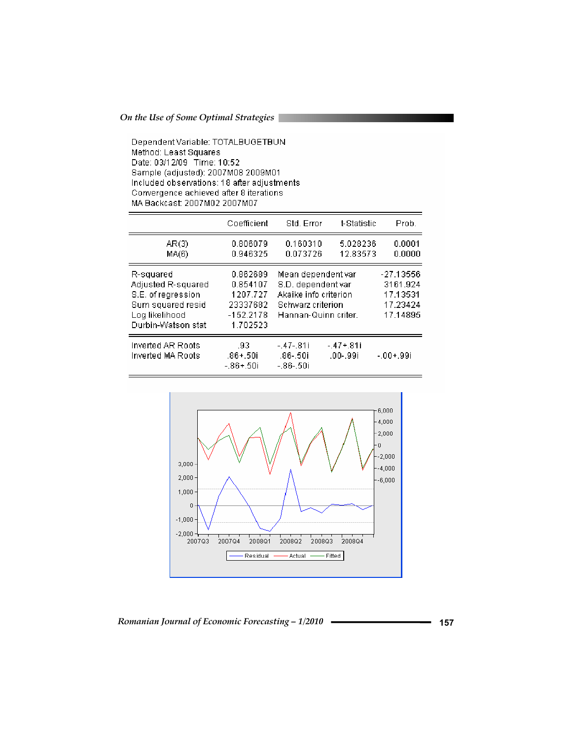Dependent Variable: TOTALBUGETBUN
Method: Least Squares
Date: 03/12/09 Time: 10:52
Sample (adjusted): 2007M08 2009M01
Included observations: 18 after adjustments
Convergence achieved after 8 iterations
MA Backcast: 2007M02 2007M07

| | Coefficient | Std. Error | t-Statistic | Prob. |
|---|---|---|---|---|
| AR(3) | 0.806079 | 0.160310 | 5.028236 | 0.0001 |
| MA(6) | 0.946325 | 0.073726 | 12.83573 | 0.0000 |

| | | | |
|---|---|---|---|
| R-squared | 0.862689 | Mean dependent var | -27.13556 |
| Adjusted R-squared | 0.854107 | S.D. dependent var | 3161.924 |
| S.E. of regression | 1207.727 | Akaike info criterion | 17.13531 |
| Sum squared resid | 23337682 | Schwarz criterion | 17.23424 |
| Log likelihood | -152.2178 | Hannan-Quinn criter. | 17.14895 |
| Durbin-Watson stat | 1.702523 | | |

| | | | | |
|---|---|---|---|---|
| Inverted AR Roots | .93 | -.47-.81i | -.47+.81i | |
| Inverted MA Roots | .86+.50i | .86-.50i | .00-.99i | -.00+.99i |
| | -.86+.50i | -.86-.50i | | |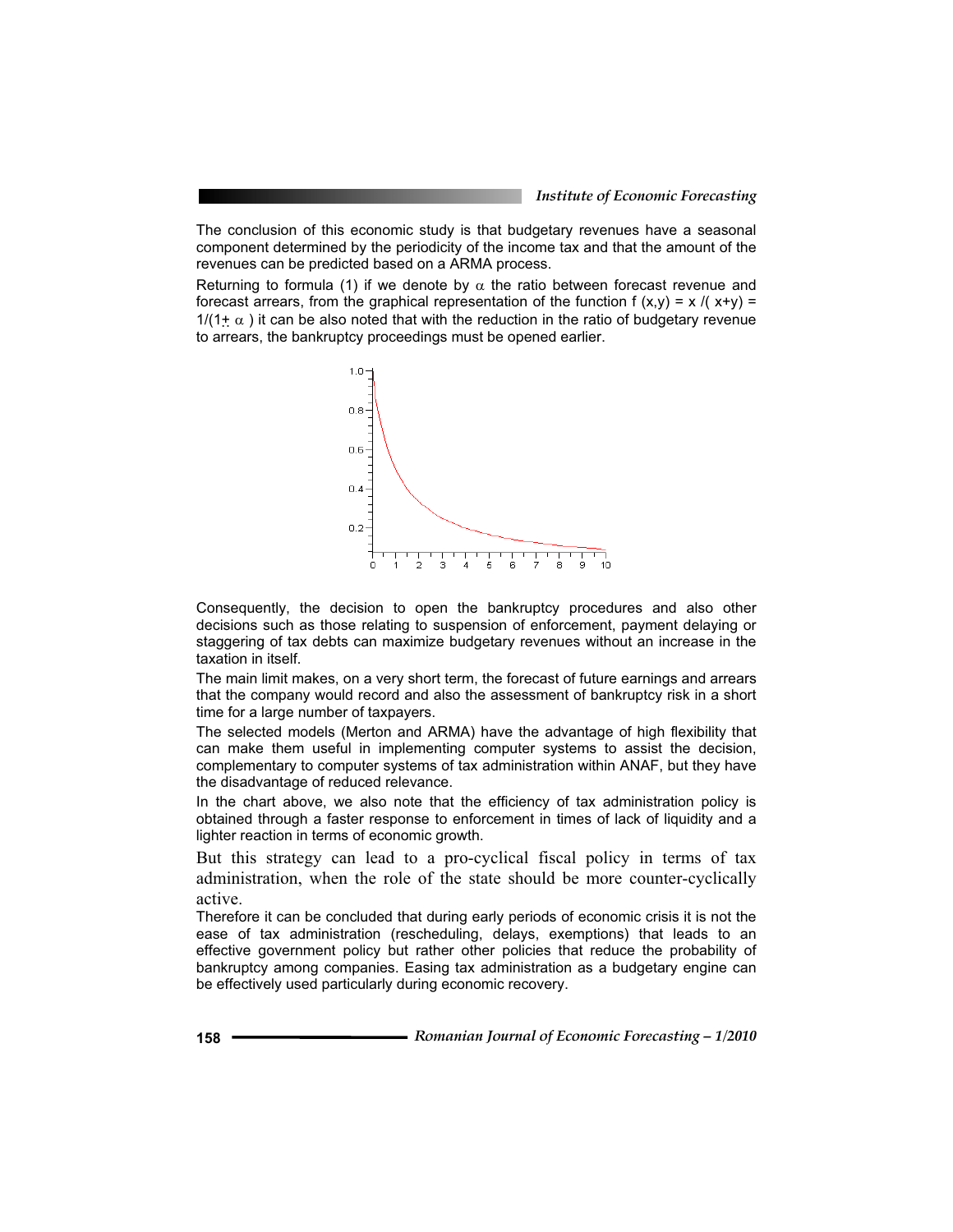The conclusion of this economic study is that budgetary revenues have a seasonal component determined by the periodicity of the income tax and that the amount of the revenues can be predicted based on a ARMA process.

Returning to formula (1) if we denote by $\alpha$ the ratio between forecast revenue and forecast arrears, from the graphical representation of the function $f(x,y) = x/(x+y) = 1/(1 \pm \alpha)$ it can be also noted that with the reduction in the ratio of budgetary revenue to arrears, the bankruptcy proceedings must be opened earlier.

Consequently, the decision to open the bankruptcy procedures and also other decisions such as those relating to suspension of enforcement, payment delaying or staggering of tax debts can maximize budgetary revenues without an increase in the taxation in itself.

The main limit makes, on a very short term, the forecast of future earnings and arrears that the company would record and also the assessment of bankruptcy risk in a short time for a large number of taxpayers.

The selected models (Merton and ARMA) have the advantage of high flexibility that can make them useful in implementing computer systems to assist the decision, complementary to computer systems of tax administration within ANAF, but they have the disadvantage of reduced relevance.

In the chart above, we also note that the efficiency of tax administration policy is obtained through a faster response to enforcement in times of lack of liquidity and a lighter reaction in terms of economic growth.

But this strategy can lead to a pro-cyclical fiscal policy in terms of tax administration, when the role of the state should be more counter-cyclically active.

Therefore it can be concluded that during early periods of economic crisis it is not the ease of tax administration (rescheduling, delays, exemptions) that leads to an effective government policy but rather other policies that reduce the probability of bankruptcy among companies. Easing tax administration as a budgetary engine can be effectively used particularly during economic recovery.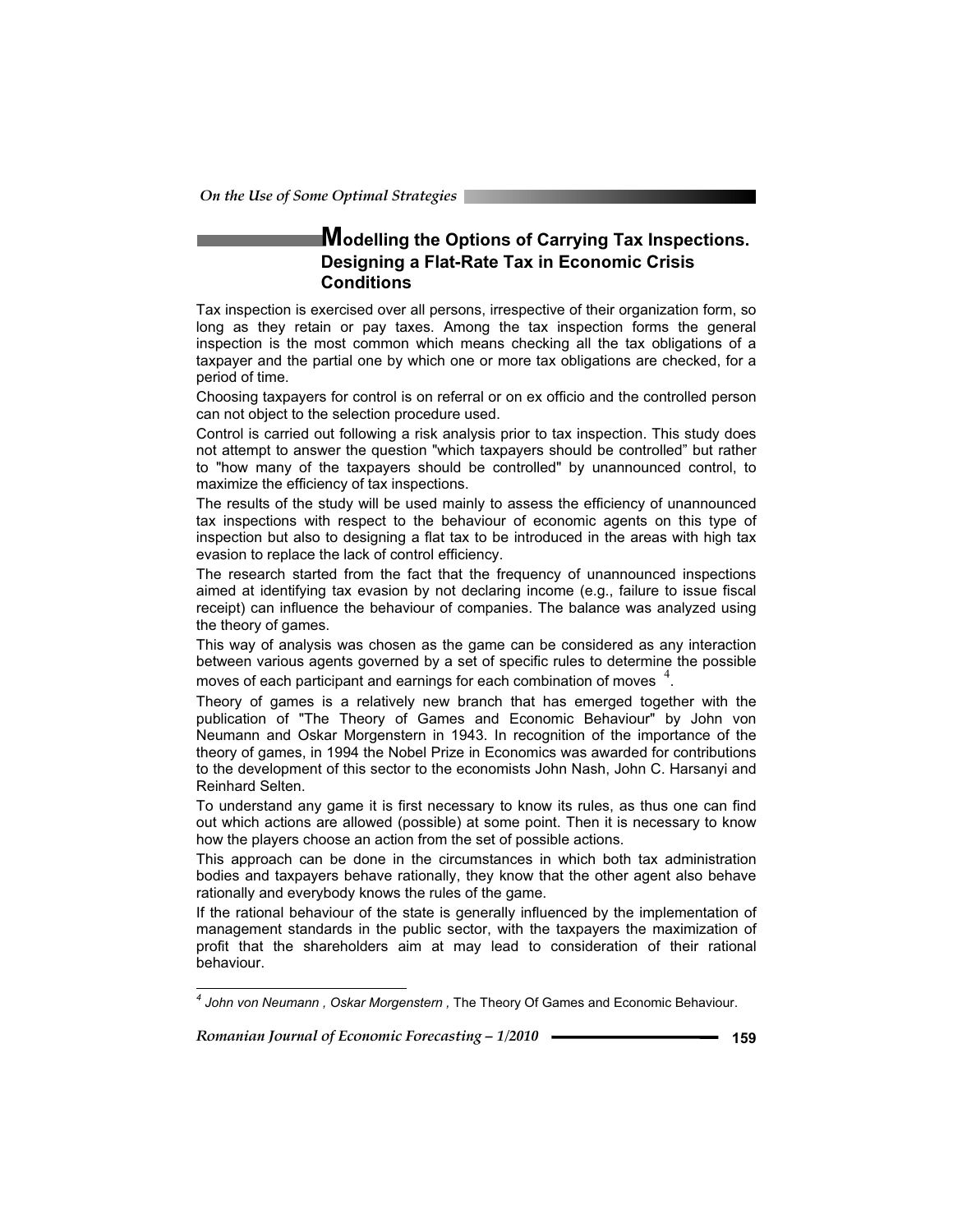## Modelling the Options of Carrying Tax Inspections. Designing a Flat-Rate Tax in Economic Crisis Conditions

Tax inspection is exercised over all persons, irrespective of their organization form, so long as they retain or pay taxes. Among the tax inspection forms the general inspection is the most common which means checking all the tax obligations of a taxpayer and the partial one by which one or more tax obligations are checked, for a period of time.

Choosing taxpayers for control is on referral or on ex officio and the controlled person can not object to the selection procedure used.

Control is carried out following a risk analysis prior to tax inspection. This study does not attempt to answer the question "which taxpayers should be controlled" but rather to "how many of the taxpayers should be controlled" by unannounced control, to maximize the efficiency of tax inspections.

The results of the study will be used mainly to assess the efficiency of unannounced tax inspections with respect to the behaviour of economic agents on this type of inspection but also to designing a flat tax to be introduced in the areas with high tax evasion to replace the lack of control efficiency.

The research started from the fact that the frequency of unannounced inspections aimed at identifying tax evasion by not declaring income (e.g., failure to issue fiscal receipt) can influence the behaviour of companies. The balance was analyzed using the theory of games.

This way of analysis was chosen as the game can be considered as any interaction between various agents governed by a set of specific rules to determine the possible moves of each participant and earnings for each combination of moves [4].

Theory of games is a relatively new branch that has emerged together with the publication of "The Theory of Games and Economic Behaviour" by John von Neumann and Oskar Morgenstern in 1943. In recognition of the importance of the theory of games, in 1994 the Nobel Prize in Economics was awarded for contributions to the development of this sector to the economists John Nash, John C. Harsanyi and Reinhard Selten.

To understand any game it is first necessary to know its rules, as thus one can find out which actions are allowed (possible) at some point. Then it is necessary to know how the players choose an action from the set of possible actions.

This approach can be done in the circumstances in which both tax administration bodies and taxpayers behave rationally, they know that the other agent also behave rationally and everybody knows the rules of the game.

If the rational behaviour of the state is generally influenced by the implementation of management standards in the public sector, with the taxpayers the maximization of profit that the shareholders aim at may lead to consideration of their rational behaviour.

---

[4] *John von Neumann , Oskar Morgenstern ,* The Theory Of Games and Economic Behaviour.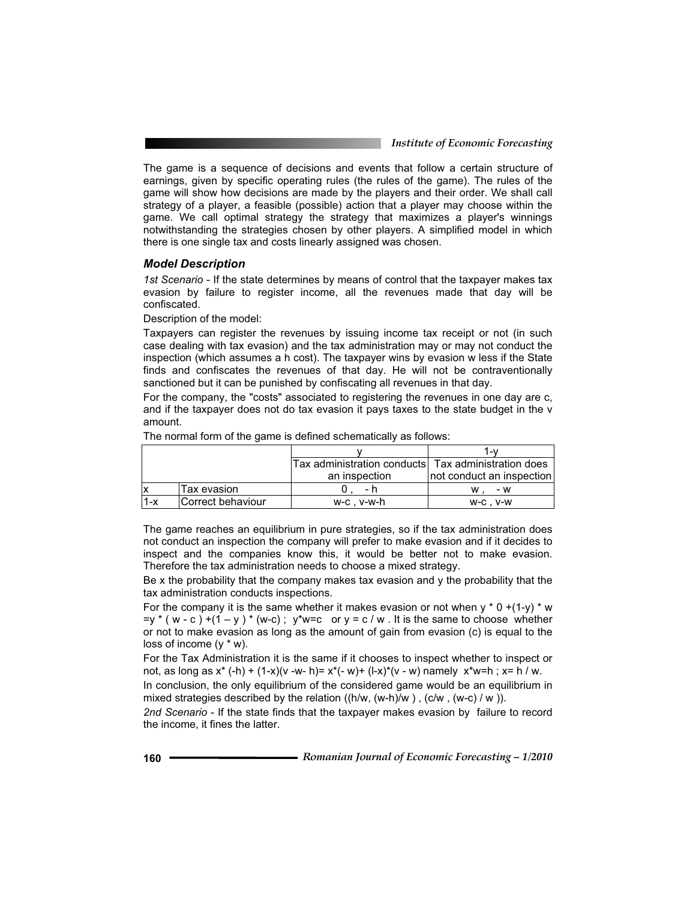The game is a sequence of decisions and events that follow a certain structure of earnings, given by specific operating rules (the rules of the game). The rules of the game will show how decisions are made by the players and their order. We shall call strategy of a player, a feasible (possible) action that a player may choose within the game. We call optimal strategy the strategy that maximizes a player's winnings notwithstanding the strategies chosen by other players. A simplified model in which there is one single tax and costs linearly assigned was chosen.

### *Model Description*

*1st Scenario* - If the state determines by means of control that the taxpayer makes tax evasion by failure to register income, all the revenues made that day will be confiscated.

Description of the model:

Taxpayers can register the revenues by issuing income tax receipt or not (in such case dealing with tax evasion) and the tax administration may or may not conduct the inspection (which assumes a h cost). The taxpayer wins by evasion w less if the State finds and confiscates the revenues of that day. He will not be contraventionally sanctioned but it can be punished by confiscating all revenues in that day.

For the company, the "costs" associated to registering the revenues in one day are c, and if the taxpayer does not do tax evasion it pays taxes to the state budget in the v amount.

The normal form of the game is defined schematically as follows:

| | | y | 1-y |
|---|---|---|---|
| | | Tax administration conducts an inspection | Tax administration does not conduct an inspection |
| x | Tax evasion | 0 , - h | w , - w |
| 1-x | Correct behaviour | w-c , v-w-h | w-c , v-w |

The game reaches an equilibrium in pure strategies, so if the tax administration does not conduct an inspection the company will prefer to make evasion and if it decides to inspect and the companies know this, it would be better not to make evasion. Therefore the tax administration needs to choose a mixed strategy.

Be x the probability that the company makes tax evasion and y the probability that the tax administration conducts inspections.

For the company it is the same whether it makes evasion or not when $y * 0 + (1-y) * w = y * (w - c) + (1 - y) * (w-c)$ ; $y*w=c$ or $y = c / w$ . It is the same to choose whether or not to make evasion as long as the amount of gain from evasion (c) is equal to the loss of income ($y * w$).

For the Tax Administration it is the same if it chooses to inspect whether to inspect or not, as long as $x* (-h) + (1-x)(v - w - h) = x*(- w) + (1-x)*(v - w)$ namely $x*w=h$ ; $x= h / w$.

In conclusion, the only equilibrium of the considered game would be an equilibrium in mixed strategies described by the relation $((h/w, (w-h)/w ) , (c/w , (w-c) / w ))$.

*2nd Scenario* - If the state finds that the taxpayer makes evasion by failure to record the income, it fines the latter.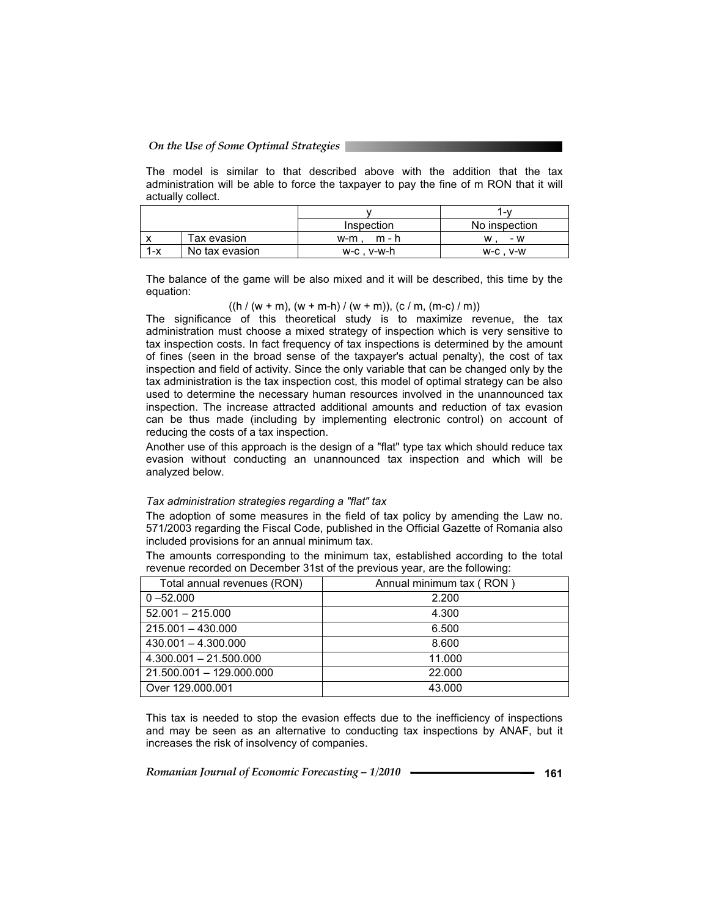The model is similar to that described above with the addition that the tax administration will be able to force the taxpayer to pay the fine of m RON that it will actually collect.

| | | y | 1-y |
|---|---|---|---|
| | | Inspection | No inspection |
| x | Tax evasion | w-m , m - h | w , - w |
| 1-x | No tax evasion | w-c , v-w-h | w-c , v-w |

The balance of the game will be also mixed and it will be described, this time by the equation:

$$((h / (w + m), (w + m\text{-}h) / (w + m)), (c / m, (m\text{-}c) / m))$$

The significance of this theoretical study is to maximize revenue, the tax administration must choose a mixed strategy of inspection which is very sensitive to tax inspection costs. In fact frequency of tax inspections is determined by the amount of fines (seen in the broad sense of the taxpayer's actual penalty), the cost of tax inspection and field of activity. Since the only variable that can be changed only by the tax administration is the tax inspection cost, this model of optimal strategy can be also used to determine the necessary human resources involved in the unannounced tax inspection. The increase attracted additional amounts and reduction of tax evasion can be thus made (including by implementing electronic control) on account of reducing the costs of a tax inspection.

Another use of this approach is the design of a "flat" type tax which should reduce tax evasion without conducting an unannounced tax inspection and which will be analyzed below.

*Tax administration strategies regarding a "flat" tax*

The adoption of some measures in the field of tax policy by amending the Law no. 571/2003 regarding the Fiscal Code, published in the Official Gazette of Romania also included provisions for an annual minimum tax.

The amounts corresponding to the minimum tax, established according to the total revenue recorded on December 31st of the previous year, are the following:

| Total annual revenues (RON) | Annual minimum tax ( RON ) |
|---|---|
| 0 –52.000 | 2.200 |
| 52.001 – 215.000 | 4.300 |
| 215.001 – 430.000 | 6.500 |
| 430.001 – 4.300.000 | 8.600 |
| 4.300.001 – 21.500.000 | 11.000 |
| 21.500.001 – 129.000.000 | 22.000 |
| Over 129.000.001 | 43.000 |

This tax is needed to stop the evasion effects due to the inefficiency of inspections and may be seen as an alternative to conducting tax inspections by ANAF, but it increases the risk of insolvency of companies.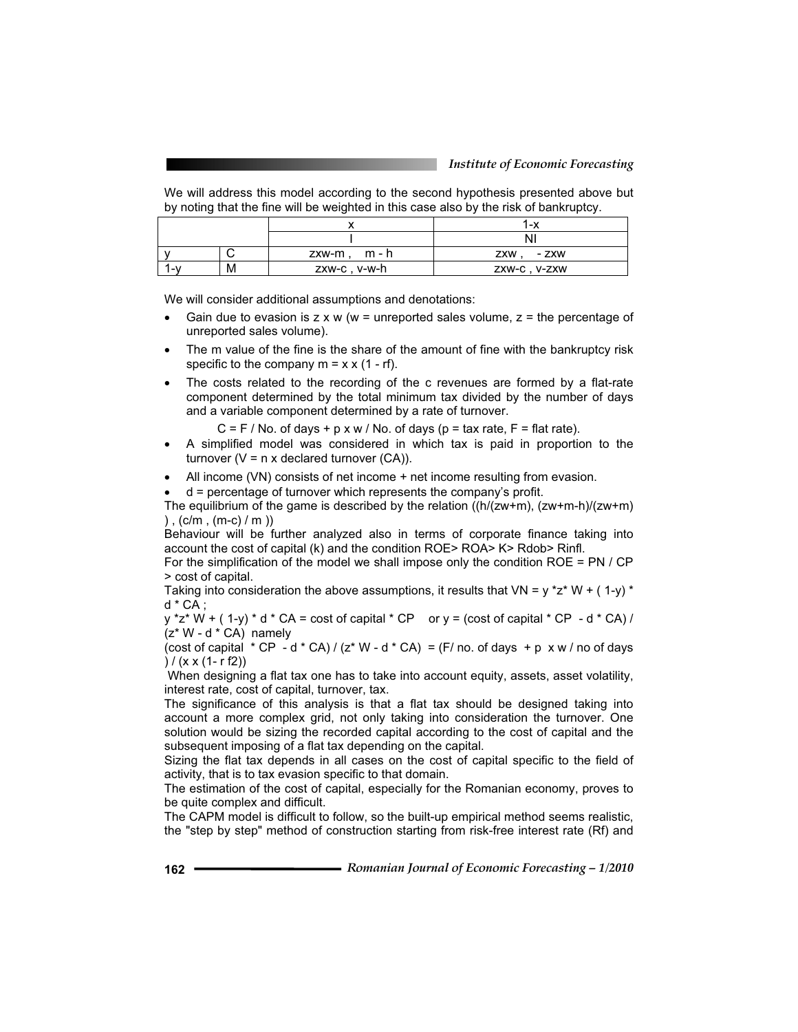We will address this model according to the second hypothesis presented above but by noting that the fine will be weighted in this case also by the risk of bankruptcy.

| | | x | 1-x |
|---|---|---|---|
| | | I | NI |
| y | C | zxw-m , m - h | zxw , - zxw |
| 1-y | M | zxw-c , v-w-h | zxw-c , v-zxw |

We will consider additional assumptions and denotations:

- Gain due to evasion is z x w (w = unreported sales volume, z = the percentage of unreported sales volume).
- The m value of the fine is the share of the amount of fine with the bankruptcy risk specific to the company m = x x (1 - rf).
- The costs related to the recording of the c revenues are formed by a flat-rate component determined by the total minimum tax divided by the number of days and a variable component determined by a rate of turnover.

  C = F / No. of days + p x w / No. of days (p = tax rate, F = flat rate).
- A simplified model was considered in which tax is paid in proportion to the turnover (V = n x declared turnover (CA)).
- All income (VN) consists of net income + net income resulting from evasion.
- d = percentage of turnover which represents the company's profit.

The equilibrium of the game is described by the relation ((h/(zw+m), (zw+m-h)/(zw+m) ) , (c/m , (m-c) / m ))

Behaviour will be further analyzed also in terms of corporate finance taking into account the cost of capital (k) and the condition ROE> ROA> K> Rdob> Rinfl.

For the simplification of the model we shall impose only the condition ROE = PN / CP > cost of capital.

Taking into consideration the above assumptions, it results that VN = y *z* W + ( 1-y) * d * CA ;

y *z* W + ( 1-y) * d * CA = cost of capital * CP   or y = (cost of capital * CP - d * CA) / (z* W - d * CA) namely

(cost of capital * CP - d * CA) / (z* W - d * CA) = (F/ no. of days + p x w / no of days ) / (x x (1- r f2))

When designing a flat tax one has to take into account equity, assets, asset volatility, interest rate, cost of capital, turnover, tax.

The significance of this analysis is that a flat tax should be designed taking into account a more complex grid, not only taking into consideration the turnover. One solution would be sizing the recorded capital according to the cost of capital and the subsequent imposing of a flat tax depending on the capital.

Sizing the flat tax depends in all cases on the cost of capital specific to the field of activity, that is to tax evasion specific to that domain.

The estimation of the cost of capital, especially for the Romanian economy, proves to be quite complex and difficult.

The CAPM model is difficult to follow, so the built-up empirical method seems realistic, the "step by step" method of construction starting from risk-free interest rate (Rf) and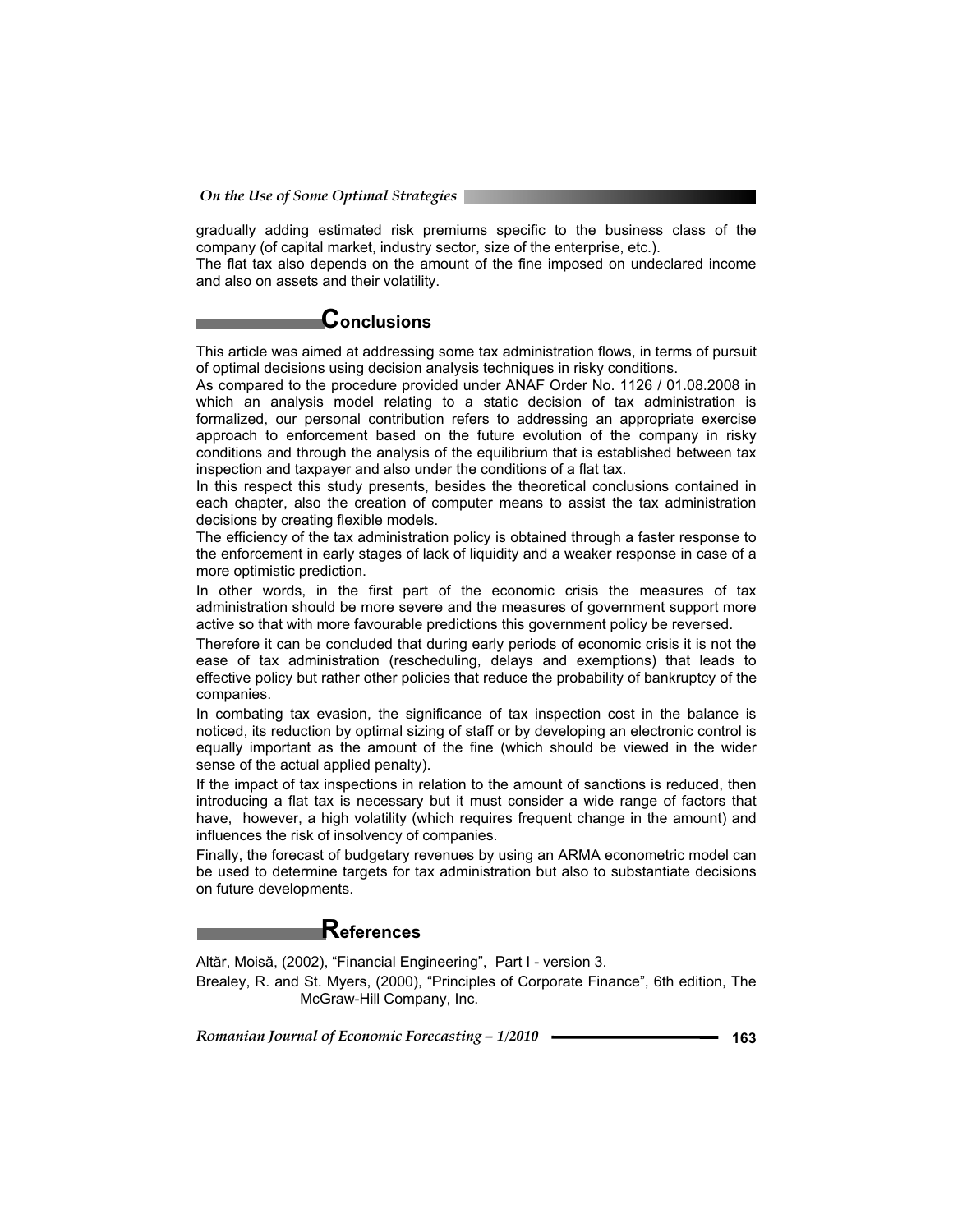gradually adding estimated risk premiums specific to the business class of the company (of capital market, industry sector, size of the enterprise, etc.).

The flat tax also depends on the amount of the fine imposed on undeclared income and also on assets and their volatility.

## Conclusions

This article was aimed at addressing some tax administration flows, in terms of pursuit of optimal decisions using decision analysis techniques in risky conditions.

As compared to the procedure provided under ANAF Order No. 1126 / 01.08.2008 in which an analysis model relating to a static decision of tax administration is formalized, our personal contribution refers to addressing an appropriate exercise approach to enforcement based on the future evolution of the company in risky conditions and through the analysis of the equilibrium that is established between tax inspection and taxpayer and also under the conditions of a flat tax.

In this respect this study presents, besides the theoretical conclusions contained in each chapter, also the creation of computer means to assist the tax administration decisions by creating flexible models.

The efficiency of the tax administration policy is obtained through a faster response to the enforcement in early stages of lack of liquidity and a weaker response in case of a more optimistic prediction.

In other words, in the first part of the economic crisis the measures of tax administration should be more severe and the measures of government support more active so that with more favourable predictions this government policy be reversed.

Therefore it can be concluded that during early periods of economic crisis it is not the ease of tax administration (rescheduling, delays and exemptions) that leads to effective policy but rather other policies that reduce the probability of bankruptcy of the companies.

In combating tax evasion, the significance of tax inspection cost in the balance is noticed, its reduction by optimal sizing of staff or by developing an electronic control is equally important as the amount of the fine (which should be viewed in the wider sense of the actual applied penalty).

If the impact of tax inspections in relation to the amount of sanctions is reduced, then introducing a flat tax is necessary but it must consider a wide range of factors that have, however, a high volatility (which requires frequent change in the amount) and influences the risk of insolvency of companies.

Finally, the forecast of budgetary revenues by using an ARMA econometric model can be used to determine targets for tax administration but also to substantiate decisions on future developments.

## References

Altăr, Moisă, (2002), "Financial Engineering", Part I - version 3.

Brealey, R. and St. Myers, (2000), "Principles of Corporate Finance", 6th edition, The McGraw-Hill Company, Inc.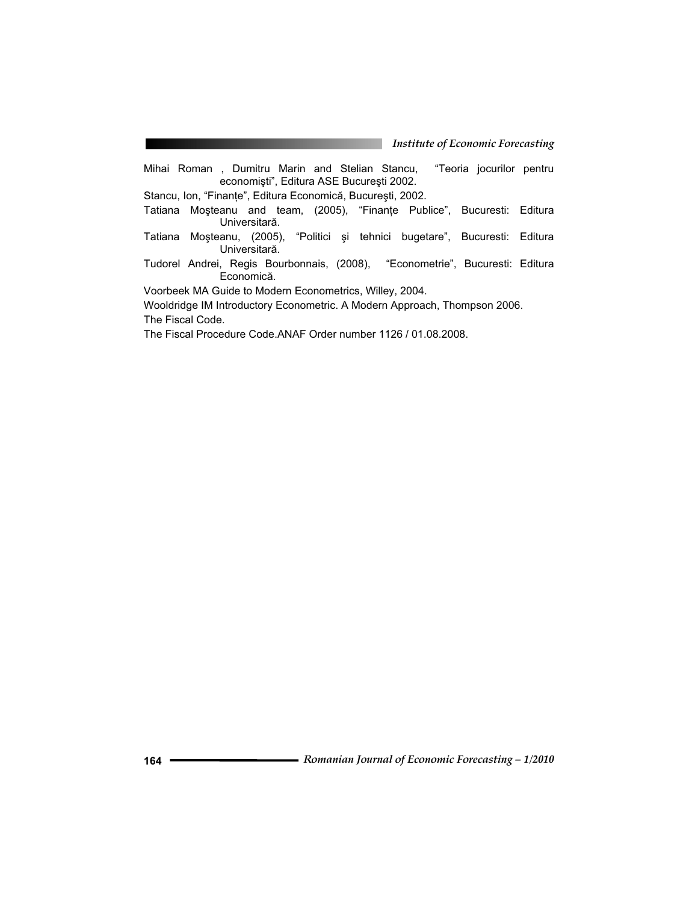Mihai Roman , Dumitru Marin and Stelian Stancu, "Teoria jocurilor pentru economişti", Editura ASE Bucureşti 2002.

Stancu, Ion, "Finanțe", Editura Economică, Bucureşti, 2002.

Tatiana Moşteanu and team, (2005), "Finanțe Publice", Bucuresti: Editura Universitară.

Tatiana Moşteanu, (2005), "Politici şi tehnici bugetare", Bucuresti: Editura Universitară.

Tudorel Andrei, Regis Bourbonnais, (2008), "Econometrie", Bucuresti: Editura Economică.

Voorbeek MA Guide to Modern Econometrics, Willey, 2004.

Wooldridge IM Introductory Econometric. A Modern Approach, Thompson 2006.

The Fiscal Code.

The Fiscal Procedure Code.ANAF Order number 1126 / 01.08.2008.